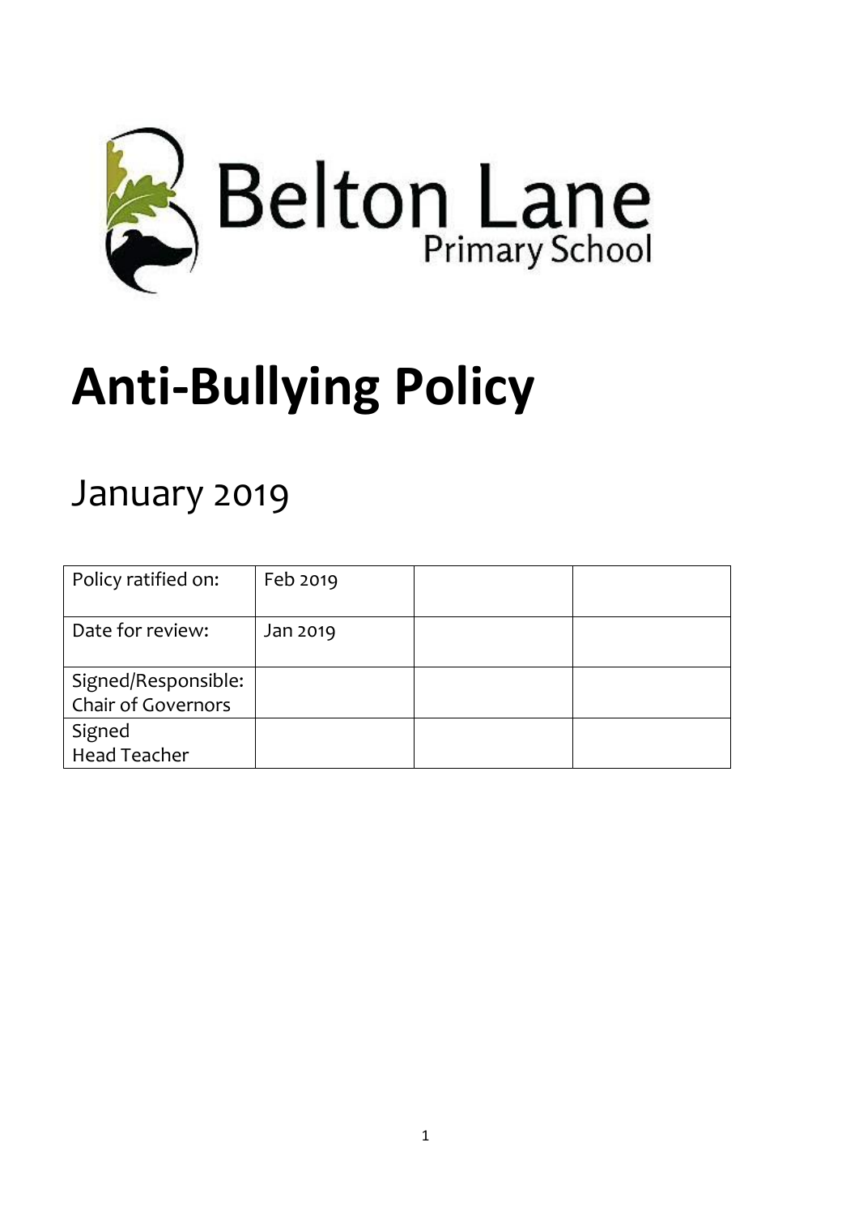Belton Lane Primary School

# Anti-Bullying Policy

## January 2019

| Policy ratified on: | Feb 2019 | | |
|---|---|---|---|
| Date for review: | Jan 2019 | | |
| Signed/Responsible: Chair of Governors | | | |
| Signed Head Teacher | | | |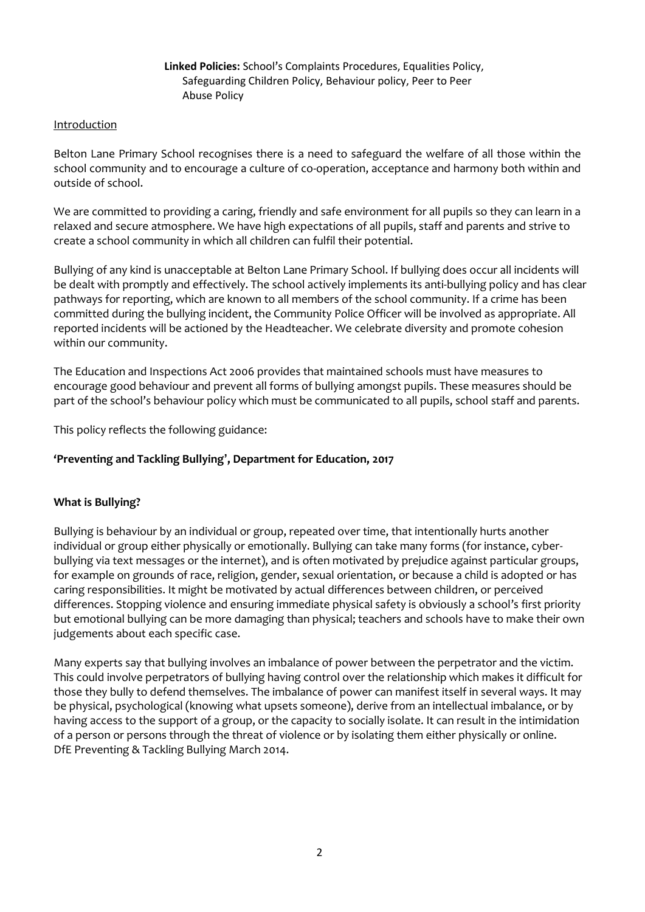**Linked Policies:** School's Complaints Procedures, Equalities Policy, Safeguarding Children Policy, Behaviour policy, Peer to Peer Abuse Policy

Introduction

Belton Lane Primary School recognises there is a need to safeguard the welfare of all those within the school community and to encourage a culture of co-operation, acceptance and harmony both within and outside of school.

We are committed to providing a caring, friendly and safe environment for all pupils so they can learn in a relaxed and secure atmosphere. We have high expectations of all pupils, staff and parents and strive to create a school community in which all children can fulfil their potential.

Bullying of any kind is unacceptable at Belton Lane Primary School. If bullying does occur all incidents will be dealt with promptly and effectively. The school actively implements its anti-bullying policy and has clear pathways for reporting, which are known to all members of the school community. If a crime has been committed during the bullying incident, the Community Police Officer will be involved as appropriate. All reported incidents will be actioned by the Headteacher. We celebrate diversity and promote cohesion within our community.

The Education and Inspections Act 2006 provides that maintained schools must have measures to encourage good behaviour and prevent all forms of bullying amongst pupils. These measures should be part of the school's behaviour policy which must be communicated to all pupils, school staff and parents.

This policy reflects the following guidance:

**'Preventing and Tackling Bullying', Department for Education, 2017**

**What is Bullying?**

Bullying is behaviour by an individual or group, repeated over time, that intentionally hurts another individual or group either physically or emotionally. Bullying can take many forms (for instance, cyber-bullying via text messages or the internet), and is often motivated by prejudice against particular groups, for example on grounds of race, religion, gender, sexual orientation, or because a child is adopted or has caring responsibilities. It might be motivated by actual differences between children, or perceived differences. Stopping violence and ensuring immediate physical safety is obviously a school's first priority but emotional bullying can be more damaging than physical; teachers and schools have to make their own judgements about each specific case.

Many experts say that bullying involves an imbalance of power between the perpetrator and the victim. This could involve perpetrators of bullying having control over the relationship which makes it difficult for those they bully to defend themselves. The imbalance of power can manifest itself in several ways. It may be physical, psychological (knowing what upsets someone), derive from an intellectual imbalance, or by having access to the support of a group, or the capacity to socially isolate. It can result in the intimidation of a person or persons through the threat of violence or by isolating them either physically or online.
DfE Preventing & Tackling Bullying March 2014.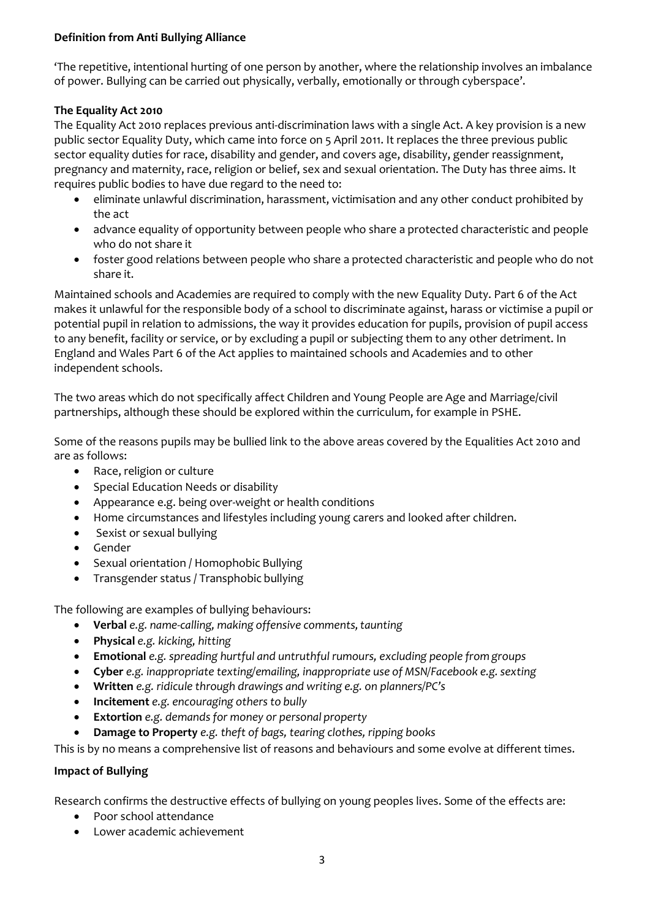**Definition from Anti Bullying Alliance**

'The repetitive, intentional hurting of one person by another, where the relationship involves an imbalance of power. Bullying can be carried out physically, verbally, emotionally or through cyberspace'.

**The Equality Act 2010**

The Equality Act 2010 replaces previous anti-discrimination laws with a single Act. A key provision is a new public sector Equality Duty, which came into force on 5 April 2011. It replaces the three previous public sector equality duties for race, disability and gender, and covers age, disability, gender reassignment, pregnancy and maternity, race, religion or belief, sex and sexual orientation. The Duty has three aims. It requires public bodies to have due regard to the need to:

- eliminate unlawful discrimination, harassment, victimisation and any other conduct prohibited by the act
- advance equality of opportunity between people who share a protected characteristic and people who do not share it
- foster good relations between people who share a protected characteristic and people who do not share it.

Maintained schools and Academies are required to comply with the new Equality Duty. Part 6 of the Act makes it unlawful for the responsible body of a school to discriminate against, harass or victimise a pupil or potential pupil in relation to admissions, the way it provides education for pupils, provision of pupil access to any benefit, facility or service, or by excluding a pupil or subjecting them to any other detriment. In England and Wales Part 6 of the Act applies to maintained schools and Academies and to other independent schools.

The two areas which do not specifically affect Children and Young People are Age and Marriage/civil partnerships, although these should be explored within the curriculum, for example in PSHE.

Some of the reasons pupils may be bullied link to the above areas covered by the Equalities Act 2010 and are as follows:

- Race, religion or culture
- Special Education Needs or disability
- Appearance e.g. being over-weight or health conditions
- Home circumstances and lifestyles including young carers and looked after children.
- Sexist or sexual bullying
- Gender
- Sexual orientation / Homophobic Bullying
- Transgender status / Transphobic bullying

The following are examples of bullying behaviours:

- **Verbal** *e.g. name-calling, making offensive comments, taunting*
- **Physical** *e.g. kicking, hitting*
- **Emotional** *e.g. spreading hurtful and untruthful rumours, excluding people from groups*
- **Cyber** *e.g. inappropriate texting/emailing, inappropriate use of MSN/Facebook e.g. sexting*
- **Written** *e.g. ridicule through drawings and writing e.g. on planners/PC's*
- **Incitement** *e.g. encouraging others to bully*
- **Extortion** *e.g. demands for money or personal property*
- **Damage to Property** *e.g. theft of bags, tearing clothes, ripping books*

This is by no means a comprehensive list of reasons and behaviours and some evolve at different times.

**Impact of Bullying**

Research confirms the destructive effects of bullying on young peoples lives. Some of the effects are:

- Poor school attendance
- Lower academic achievement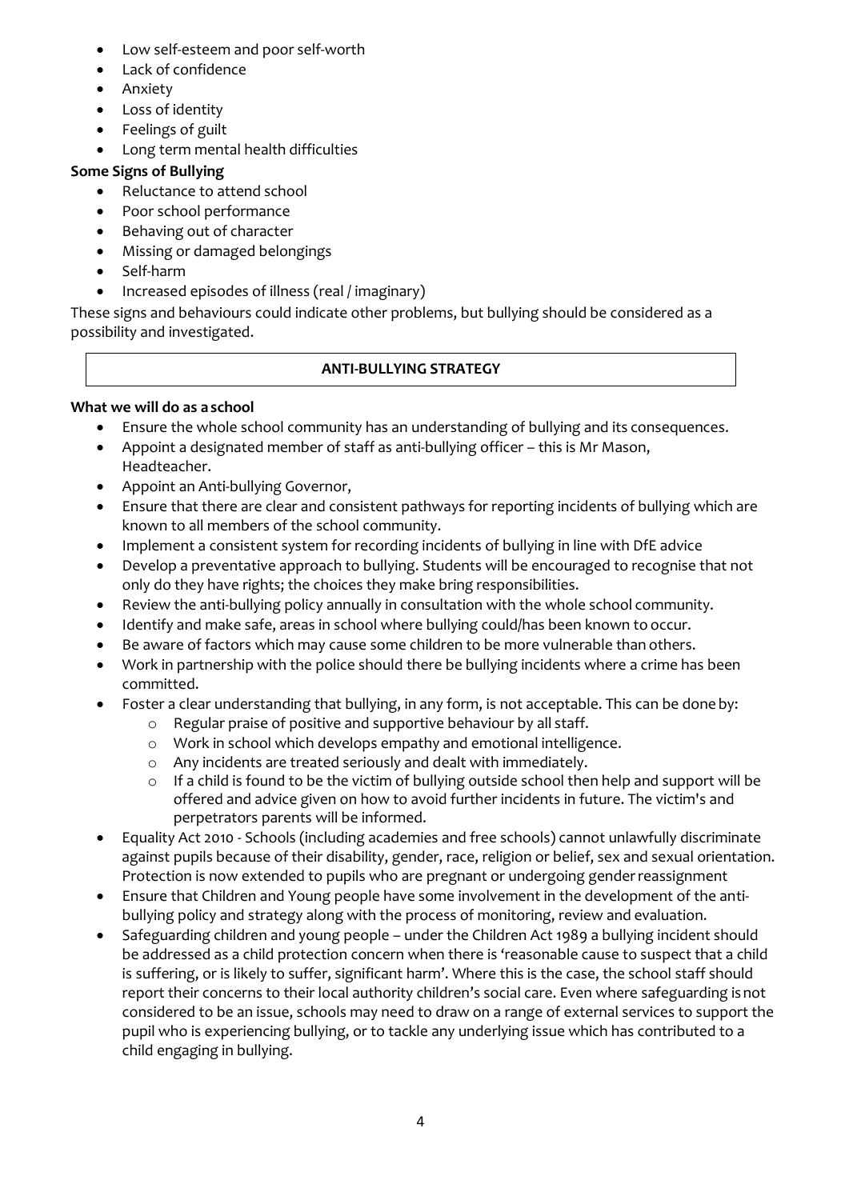- Low self-esteem and poor self-worth
- Lack of confidence
- Anxiety
- Loss of identity
- Feelings of guilt
- Long term mental health difficulties

**Some Signs of Bullying**

- Reluctance to attend school
- Poor school performance
- Behaving out of character
- Missing or damaged belongings
- Self-harm
- Increased episodes of illness (real / imaginary)

These signs and behaviours could indicate other problems, but bullying should be considered as a possibility and investigated.

## ANTI-BULLYING STRATEGY

**What we will do as a school**

- Ensure the whole school community has an understanding of bullying and its consequences.
- Appoint a designated member of staff as anti-bullying officer – this is Mr Mason, Headteacher.
- Appoint an Anti-bullying Governor,
- Ensure that there are clear and consistent pathways for reporting incidents of bullying which are known to all members of the school community.
- Implement a consistent system for recording incidents of bullying in line with DfE advice
- Develop a preventative approach to bullying. Students will be encouraged to recognise that not only do they have rights; the choices they make bring responsibilities.
- Review the anti-bullying policy annually in consultation with the whole school community.
- Identify and make safe, areas in school where bullying could/has been known to occur.
- Be aware of factors which may cause some children to be more vulnerable than others.
- Work in partnership with the police should there be bullying incidents where a crime has been committed.
- Foster a clear understanding that bullying, in any form, is not acceptable. This can be done by:
  - Regular praise of positive and supportive behaviour by all staff.
  - Work in school which develops empathy and emotional intelligence.
  - Any incidents are treated seriously and dealt with immediately.
  - If a child is found to be the victim of bullying outside school then help and support will be offered and advice given on how to avoid further incidents in future. The victim's and perpetrators parents will be informed.
- Equality Act 2010 - Schools (including academies and free schools) cannot unlawfully discriminate against pupils because of their disability, gender, race, religion or belief, sex and sexual orientation. Protection is now extended to pupils who are pregnant or undergoing gender reassignment
- Ensure that Children and Young people have some involvement in the development of the anti-bullying policy and strategy along with the process of monitoring, review and evaluation.
- Safeguarding children and young people – under the Children Act 1989 a bullying incident should be addressed as a child protection concern when there is 'reasonable cause to suspect that a child is suffering, or is likely to suffer, significant harm'. Where this is the case, the school staff should report their concerns to their local authority children's social care. Even where safeguarding is not considered to be an issue, schools may need to draw on a range of external services to support the pupil who is experiencing bullying, or to tackle any underlying issue which has contributed to a child engaging in bullying.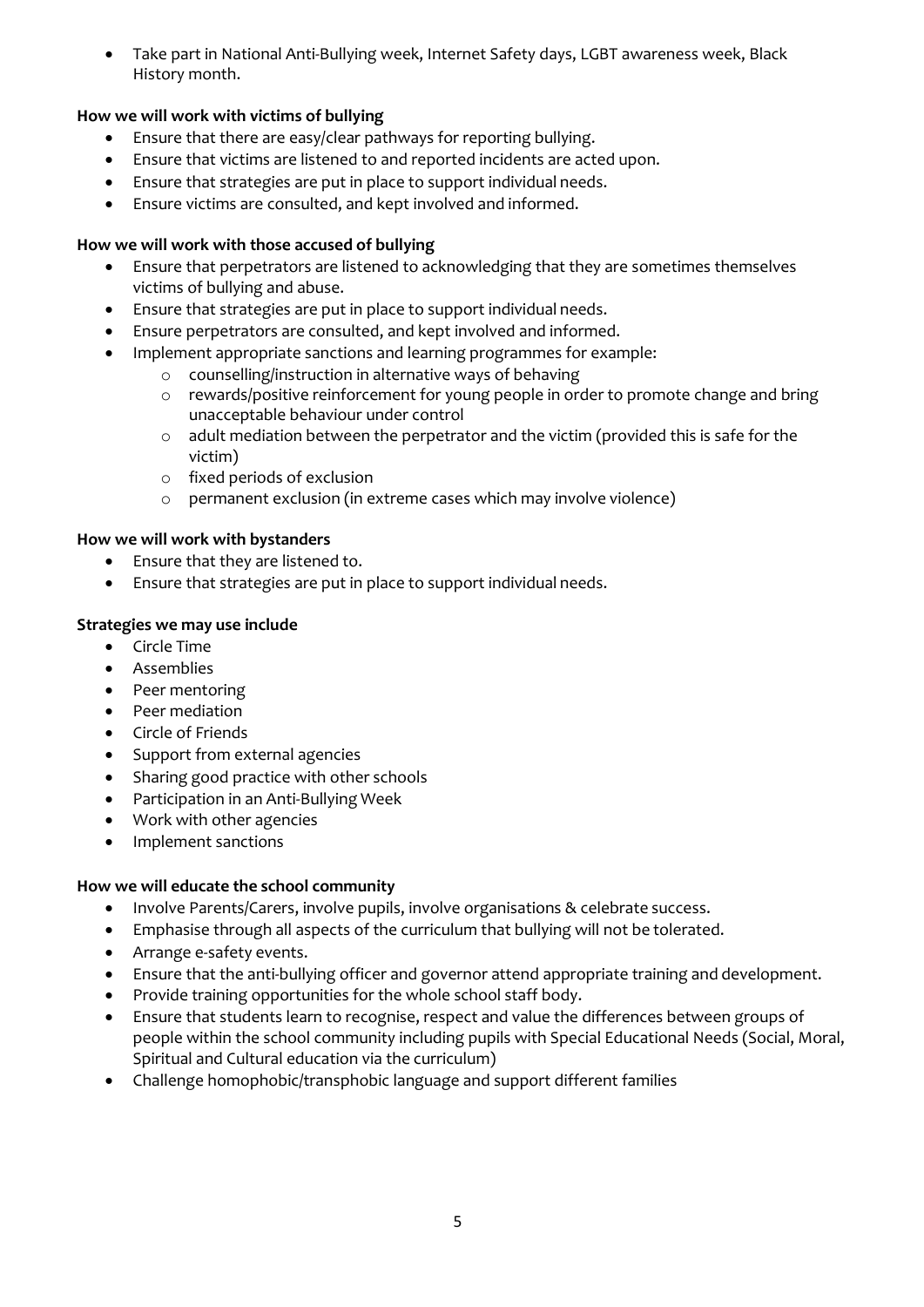- Take part in National Anti-Bullying week, Internet Safety days, LGBT awareness week, Black History month.

**How we will work with victims of bullying**

- Ensure that there are easy/clear pathways for reporting bullying.
- Ensure that victims are listened to and reported incidents are acted upon.
- Ensure that strategies are put in place to support individual needs.
- Ensure victims are consulted, and kept involved and informed.

**How we will work with those accused of bullying**

- Ensure that perpetrators are listened to acknowledging that they are sometimes themselves victims of bullying and abuse.
- Ensure that strategies are put in place to support individual needs.
- Ensure perpetrators are consulted, and kept involved and informed.
- Implement appropriate sanctions and learning programmes for example:
    - counselling/instruction in alternative ways of behaving
    - rewards/positive reinforcement for young people in order to promote change and bring unacceptable behaviour under control
    - adult mediation between the perpetrator and the victim (provided this is safe for the victim)
    - fixed periods of exclusion
    - permanent exclusion (in extreme cases which may involve violence)

**How we will work with bystanders**

- Ensure that they are listened to.
- Ensure that strategies are put in place to support individual needs.

**Strategies we may use include**

- Circle Time
- Assemblies
- Peer mentoring
- Peer mediation
- Circle of Friends
- Support from external agencies
- Sharing good practice with other schools
- Participation in an Anti-Bullying Week
- Work with other agencies
- Implement sanctions

**How we will educate the school community**

- Involve Parents/Carers, involve pupils, involve organisations & celebrate success.
- Emphasise through all aspects of the curriculum that bullying will not be tolerated.
- Arrange e-safety events.
- Ensure that the anti-bullying officer and governor attend appropriate training and development.
- Provide training opportunities for the whole school staff body.
- Ensure that students learn to recognise, respect and value the differences between groups of people within the school community including pupils with Special Educational Needs (Social, Moral, Spiritual and Cultural education via the curriculum)
- Challenge homophobic/transphobic language and support different families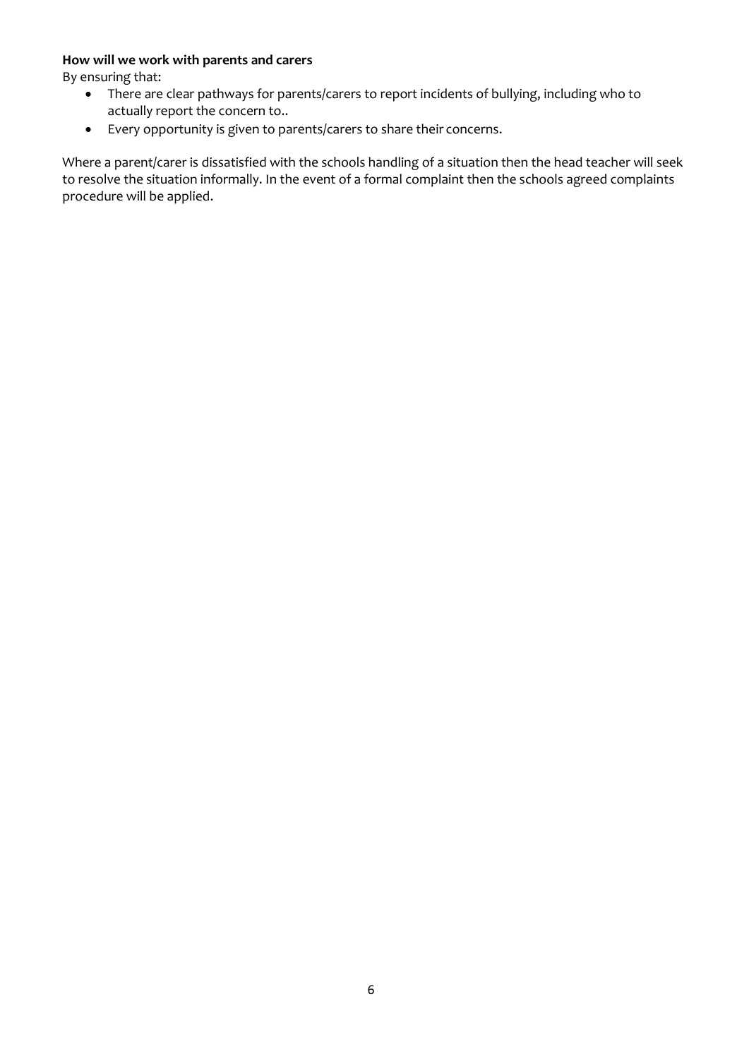**How will we work with parents and carers**

By ensuring that:

- There are clear pathways for parents/carers to report incidents of bullying, including who to actually report the concern to..
- Every opportunity is given to parents/carers to share their concerns.

Where a parent/carer is dissatisfied with the schools handling of a situation then the head teacher will seek to resolve the situation informally. In the event of a formal complaint then the schools agreed complaints procedure will be applied.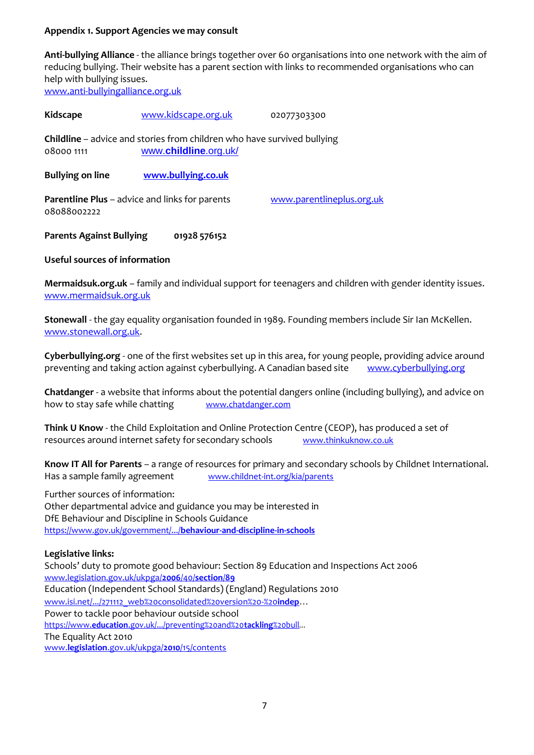**Appendix 1. Support Agencies we may consult**

**Anti-bullying Alliance** - the alliance brings together over 60 organisations into one network with the aim of reducing bullying. Their website has a parent section with links to recommended organisations who can help with bullying issues.
www.anti-bullyingalliance.org.uk

**Kidscape** www.kidscape.org.uk 02077303300

**Childline** – advice and stories from children who have survived bullying
08000 1111 www.childline.org.uk/

**Bullying on line** www.bullying.co.uk

**Parentline Plus** – advice and links for parents www.parentlineplus.org.uk
08088002222

**Parents Against Bullying** 01928 576152

**Useful sources of information**

**Mermaidsuk.org.uk** – family and individual support for teenagers and children with gender identity issues.
www.mermaidsuk.org.uk

**Stonewall** - the gay equality organisation founded in 1989. Founding members include Sir Ian McKellen.
www.stonewall.org.uk.

**Cyberbullying.org** - one of the first websites set up in this area, for young people, providing advice around preventing and taking action against cyberbullying. A Canadian based site www.cyberbullying.org

**Chatdanger** - a website that informs about the potential dangers online (including bullying), and advice on how to stay safe while chatting www.chatdanger.com

**Think U Know** - the Child Exploitation and Online Protection Centre (CEOP), has produced a set of resources around internet safety for secondary schools www.thinkuknow.co.uk

**Know IT All for Parents** – a range of resources for primary and secondary schools by Childnet International.
Has a sample family agreement www.childnet-int.org/kia/parents

Further sources of information:
Other departmental advice and guidance you may be interested in
DfE Behaviour and Discipline in Schools Guidance
https://www.gov.uk/government/.../behaviour-and-discipline-in-schools

**Legislative links:**
Schools' duty to promote good behaviour: Section 89 Education and Inspections Act 2006
www.legislation.gov.uk/ukpga/2006/40/section/89
Education (Independent School Standards) (England) Regulations 2010
www.isi.net/.../271112_web%20consolidated%20version%20-%20indep…
Power to tackle poor behaviour outside school
https://www.education.gov.uk/.../preventing%20and%20tackling%20bull...
The Equality Act 2010
www.legislation.gov.uk/ukpga/2010/15/contents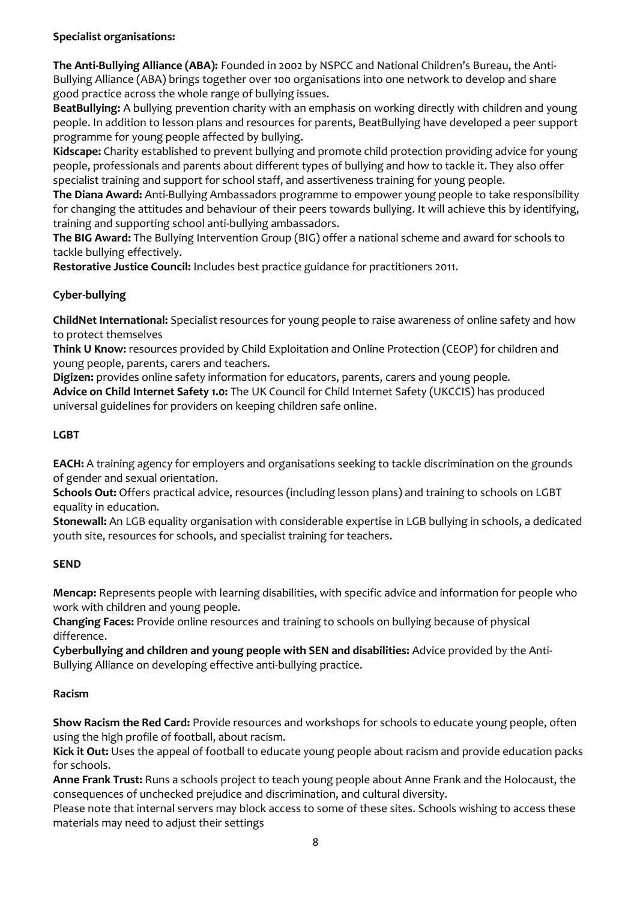**Specialist organisations:**

**The Anti-Bullying Alliance (ABA):** Founded in 2002 by NSPCC and National Children's Bureau, the Anti-Bullying Alliance (ABA) brings together over 100 organisations into one network to develop and share good practice across the whole range of bullying issues.
**BeatBullying:** A bullying prevention charity with an emphasis on working directly with children and young people. In addition to lesson plans and resources for parents, BeatBullying have developed a peer support programme for young people affected by bullying.
**Kidscape:** Charity established to prevent bullying and promote child protection providing advice for young people, professionals and parents about different types of bullying and how to tackle it. They also offer specialist training and support for school staff, and assertiveness training for young people.
**The Diana Award:** Anti-Bullying Ambassadors programme to empower young people to take responsibility for changing the attitudes and behaviour of their peers towards bullying. It will achieve this by identifying, training and supporting school anti-bullying ambassadors.
**The BIG Award:** The Bullying Intervention Group (BIG) offer a national scheme and award for schools to tackle bullying effectively.
**Restorative Justice Council:** Includes best practice guidance for practitioners 2011.

**Cyber-bullying**

**ChildNet International:** Specialist resources for young people to raise awareness of online safety and how to protect themselves
**Think U Know:** resources provided by Child Exploitation and Online Protection (CEOP) for children and young people, parents, carers and teachers.
**Digizen:** provides online safety information for educators, parents, carers and young people.
**Advice on Child Internet Safety 1.0:** The UK Council for Child Internet Safety (UKCCIS) has produced universal guidelines for providers on keeping children safe online.

**LGBT**

**EACH:** A training agency for employers and organisations seeking to tackle discrimination on the grounds of gender and sexual orientation.
**Schools Out:** Offers practical advice, resources (including lesson plans) and training to schools on LGBT equality in education.
**Stonewall:** An LGB equality organisation with considerable expertise in LGB bullying in schools, a dedicated youth site, resources for schools, and specialist training for teachers.

**SEND**

**Mencap:** Represents people with learning disabilities, with specific advice and information for people who work with children and young people.
**Changing Faces:** Provide online resources and training to schools on bullying because of physical difference.
**Cyberbullying and children and young people with SEN and disabilities:** Advice provided by the Anti-Bullying Alliance on developing effective anti-bullying practice.

**Racism**

**Show Racism the Red Card:** Provide resources and workshops for schools to educate young people, often using the high profile of football, about racism.
**Kick it Out:** Uses the appeal of football to educate young people about racism and provide education packs for schools.
**Anne Frank Trust:** Runs a schools project to teach young people about Anne Frank and the Holocaust, the consequences of unchecked prejudice and discrimination, and cultural diversity.
Please note that internal servers may block access to some of these sites. Schools wishing to access these materials may need to adjust their settings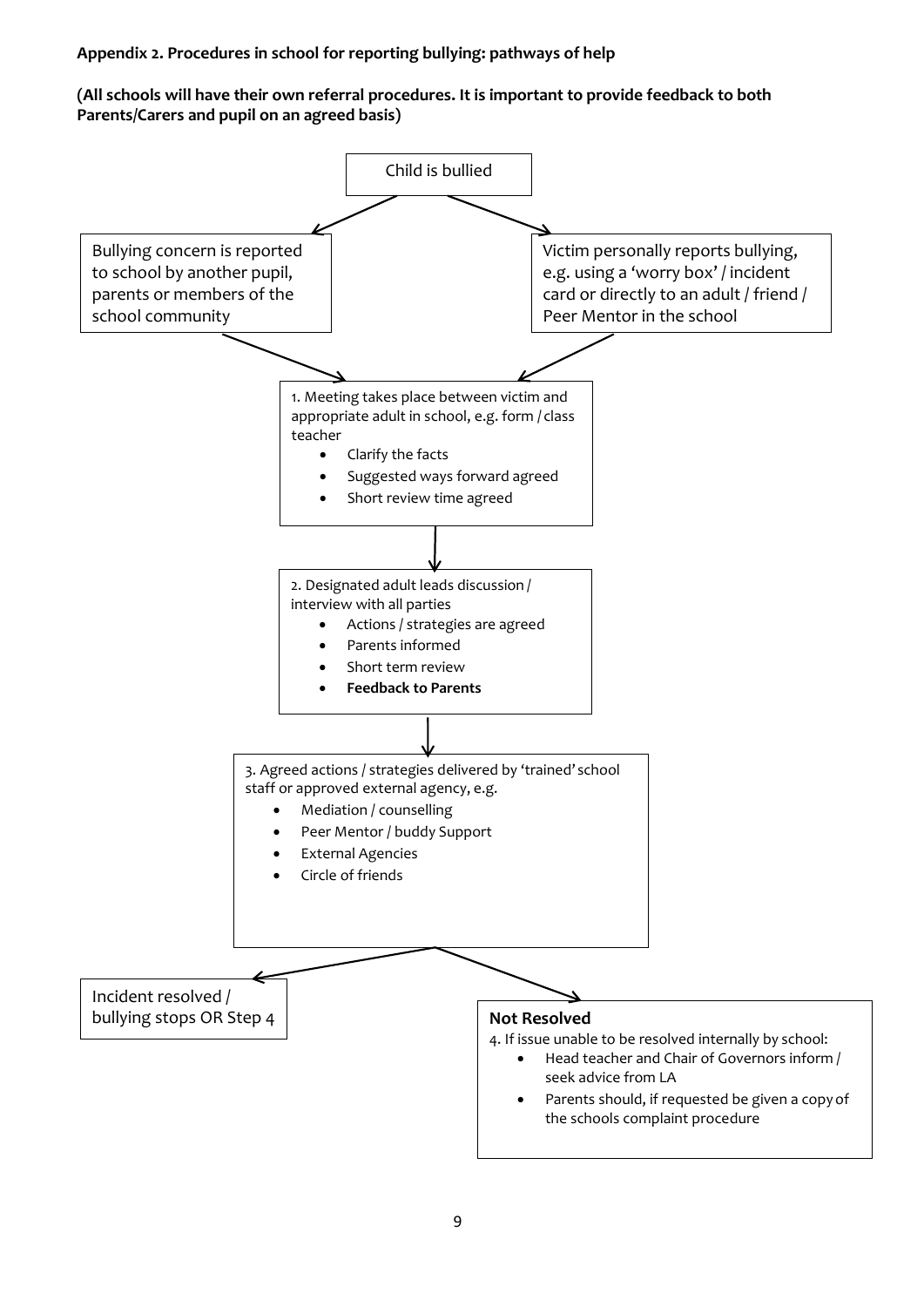**Appendix 2. Procedures in school for reporting bullying: pathways of help**

**(All schools will have their own referral procedures. It is important to provide feedback to both Parents/Carers and pupil on an agreed basis)**

Child is bullied

Bullying concern is reported to school by another pupil, parents or members of the school community

Victim personally reports bullying, e.g. using a 'worry box' / incident card or directly to an adult / friend / Peer Mentor in the school

1. Meeting takes place between victim and appropriate adult in school, e.g. form / class teacher
   - Clarify the facts
   - Suggested ways forward agreed
   - Short review time agreed

2. Designated adult leads discussion / interview with all parties
   - Actions / strategies are agreed
   - Parents informed
   - Short term review
   - **Feedback to Parents**

3. Agreed actions / strategies delivered by 'trained' school staff or approved external agency, e.g.
   - Mediation / counselling
   - Peer Mentor / buddy Support
   - External Agencies
   - Circle of friends

Incident resolved / bullying stops OR Step 4

**Not Resolved**

4. If issue unable to be resolved internally by school:
   - Head teacher and Chair of Governors inform / seek advice from LA
   - Parents should, if requested be given a copy of the schools complaint procedure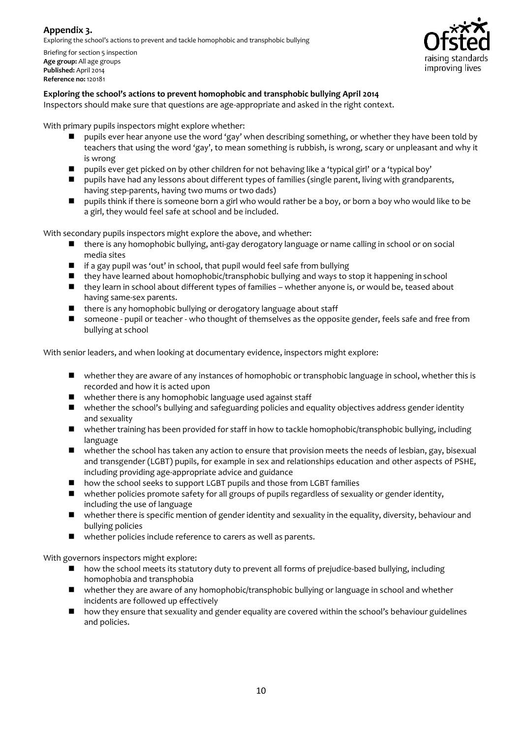## Appendix 3.

Exploring the school's actions to prevent and tackle homophobic and transphobic bullying

Briefing for section 5 inspection
**Age group:** All age groups
**Published:** April 2014
**Reference no:** 120181

**Exploring the school's actions to prevent homophobic and transphobic bullying April 2014**

Inspectors should make sure that questions are age-appropriate and asked in the right context.

With primary pupils inspectors might explore whether:

- pupils ever hear anyone use the word 'gay' when describing something, or whether they have been told by teachers that using the word 'gay', to mean something is rubbish, is wrong, scary or unpleasant and why it is wrong
- pupils ever get picked on by other children for not behaving like a 'typical girl' or a 'typical boy'
- pupils have had any lessons about different types of families (single parent, living with grandparents, having step-parents, having two mums or two dads)
- pupils think if there is someone born a girl who would rather be a boy, or born a boy who would like to be a girl, they would feel safe at school and be included.

With secondary pupils inspectors might explore the above, and whether:

- there is any homophobic bullying, anti-gay derogatory language or name calling in school or on social media sites
- if a gay pupil was 'out' in school, that pupil would feel safe from bullying
- they have learned about homophobic/transphobic bullying and ways to stop it happening in school
- they learn in school about different types of families – whether anyone is, or would be, teased about having same-sex parents.
- there is any homophobic bullying or derogatory language about staff
- someone - pupil or teacher - who thought of themselves as the opposite gender, feels safe and free from bullying at school

With senior leaders, and when looking at documentary evidence, inspectors might explore:

- whether they are aware of any instances of homophobic or transphobic language in school, whether this is recorded and how it is acted upon
- whether there is any homophobic language used against staff
- whether the school's bullying and safeguarding policies and equality objectives address gender identity and sexuality
- whether training has been provided for staff in how to tackle homophobic/transphobic bullying, including language
- whether the school has taken any action to ensure that provision meets the needs of lesbian, gay, bisexual and transgender (LGBT) pupils, for example in sex and relationships education and other aspects of PSHE, including providing age-appropriate advice and guidance
- how the school seeks to support LGBT pupils and those from LGBT families
- whether policies promote safety for all groups of pupils regardless of sexuality or gender identity, including the use of language
- whether there is specific mention of gender identity and sexuality in the equality, diversity, behaviour and bullying policies
- whether policies include reference to carers as well as parents.

With governors inspectors might explore:

- how the school meets its statutory duty to prevent all forms of prejudice-based bullying, including homophobia and transphobia
- whether they are aware of any homophobic/transphobic bullying or language in school and whether incidents are followed up effectively
- how they ensure that sexuality and gender equality are covered within the school's behaviour guidelines and policies.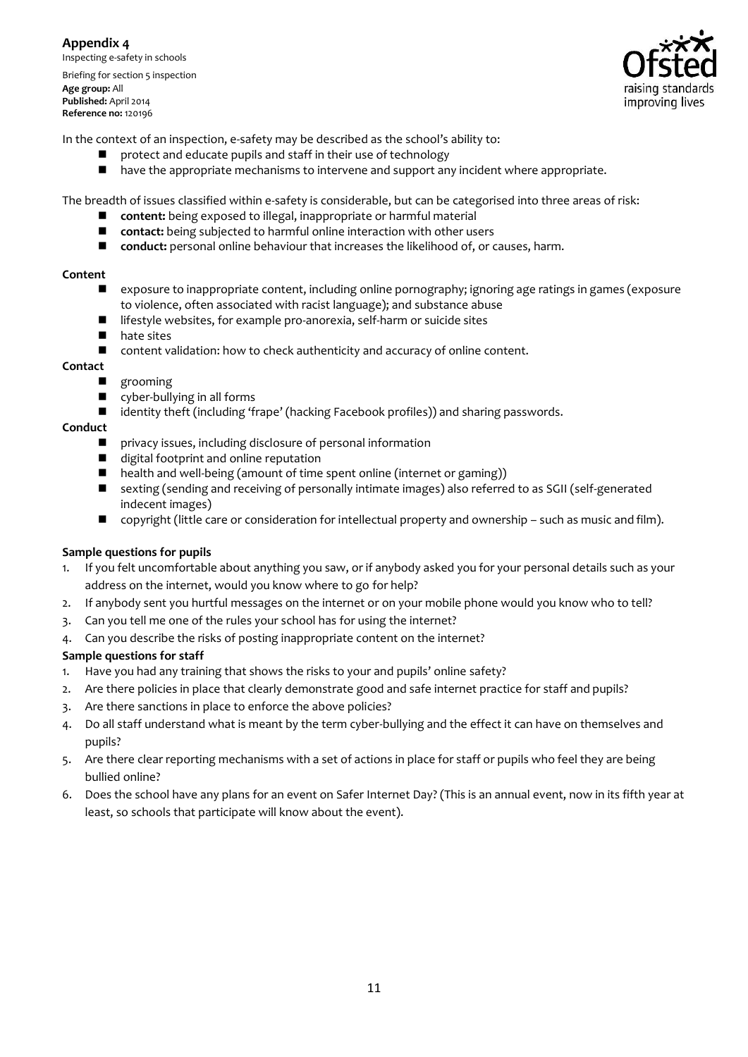## Appendix 4

Inspecting e-safety in schools

Briefing for section 5 inspection

**Age group:** All

**Published:** April 2014

**Reference no:** 120196

In the context of an inspection, e-safety may be described as the school's ability to:

- protect and educate pupils and staff in their use of technology
- have the appropriate mechanisms to intervene and support any incident where appropriate.

The breadth of issues classified within e-safety is considerable, but can be categorised into three areas of risk:

- **content:** being exposed to illegal, inappropriate or harmful material
- **contact:** being subjected to harmful online interaction with other users
- **conduct:** personal online behaviour that increases the likelihood of, or causes, harm.

**Content**

- exposure to inappropriate content, including online pornography; ignoring age ratings in games (exposure to violence, often associated with racist language); and substance abuse
- lifestyle websites, for example pro-anorexia, self-harm or suicide sites
- hate sites
- content validation: how to check authenticity and accuracy of online content.

**Contact**

- grooming
- cyber-bullying in all forms
- identity theft (including 'frape' (hacking Facebook profiles)) and sharing passwords.

**Conduct**

- privacy issues, including disclosure of personal information
- digital footprint and online reputation
- health and well-being (amount of time spent online (internet or gaming))
- sexting (sending and receiving of personally intimate images) also referred to as SGII (self-generated indecent images)
- copyright (little care or consideration for intellectual property and ownership – such as music and film).

**Sample questions for pupils**

1. If you felt uncomfortable about anything you saw, or if anybody asked you for your personal details such as your address on the internet, would you know where to go for help?
2. If anybody sent you hurtful messages on the internet or on your mobile phone would you know who to tell?
3. Can you tell me one of the rules your school has for using the internet?
4. Can you describe the risks of posting inappropriate content on the internet?

**Sample questions for staff**

1. Have you had any training that shows the risks to your and pupils' online safety?
2. Are there policies in place that clearly demonstrate good and safe internet practice for staff and pupils?
3. Are there sanctions in place to enforce the above policies?
4. Do all staff understand what is meant by the term cyber-bullying and the effect it can have on themselves and pupils?
5. Are there clear reporting mechanisms with a set of actions in place for staff or pupils who feel they are being bullied online?
6. Does the school have any plans for an event on Safer Internet Day? (This is an annual event, now in its fifth year at least, so schools that participate will know about the event).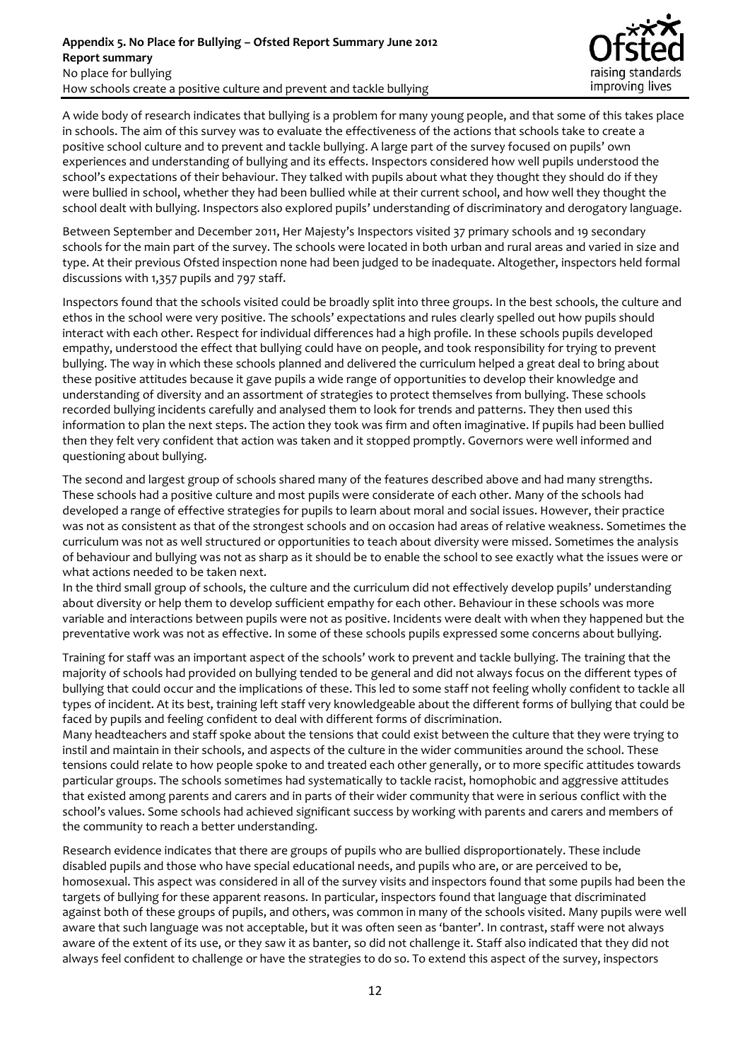**Appendix 5. No Place for Bullying – Ofsted Report Summary June 2012**
**Report summary**
No place for bullying
How schools create a positive culture and prevent and tackle bullying

A wide body of research indicates that bullying is a problem for many young people, and that some of this takes place in schools. The aim of this survey was to evaluate the effectiveness of the actions that schools take to create a positive school culture and to prevent and tackle bullying. A large part of the survey focused on pupils' own experiences and understanding of bullying and its effects. Inspectors considered how well pupils understood the school's expectations of their behaviour. They talked with pupils about what they thought they should do if they were bullied in school, whether they had been bullied while at their current school, and how well they thought the school dealt with bullying. Inspectors also explored pupils' understanding of discriminatory and derogatory language.

Between September and December 2011, Her Majesty's Inspectors visited 37 primary schools and 19 secondary schools for the main part of the survey. The schools were located in both urban and rural areas and varied in size and type. At their previous Ofsted inspection none had been judged to be inadequate. Altogether, inspectors held formal discussions with 1,357 pupils and 797 staff.

Inspectors found that the schools visited could be broadly split into three groups. In the best schools, the culture and ethos in the school were very positive. The schools' expectations and rules clearly spelled out how pupils should interact with each other. Respect for individual differences had a high profile. In these schools pupils developed empathy, understood the effect that bullying could have on people, and took responsibility for trying to prevent bullying. The way in which these schools planned and delivered the curriculum helped a great deal to bring about these positive attitudes because it gave pupils a wide range of opportunities to develop their knowledge and understanding of diversity and an assortment of strategies to protect themselves from bullying. These schools recorded bullying incidents carefully and analysed them to look for trends and patterns. They then used this information to plan the next steps. The action they took was firm and often imaginative. If pupils had been bullied then they felt very confident that action was taken and it stopped promptly. Governors were well informed and questioning about bullying.

The second and largest group of schools shared many of the features described above and had many strengths. These schools had a positive culture and most pupils were considerate of each other. Many of the schools had developed a range of effective strategies for pupils to learn about moral and social issues. However, their practice was not as consistent as that of the strongest schools and on occasion had areas of relative weakness. Sometimes the curriculum was not as well structured or opportunities to teach about diversity were missed. Sometimes the analysis of behaviour and bullying was not as sharp as it should be to enable the school to see exactly what the issues were or what actions needed to be taken next.

In the third small group of schools, the culture and the curriculum did not effectively develop pupils' understanding about diversity or help them to develop sufficient empathy for each other. Behaviour in these schools was more variable and interactions between pupils were not as positive. Incidents were dealt with when they happened but the preventative work was not as effective. In some of these schools pupils expressed some concerns about bullying.

Training for staff was an important aspect of the schools' work to prevent and tackle bullying. The training that the majority of schools had provided on bullying tended to be general and did not always focus on the different types of bullying that could occur and the implications of these. This led to some staff not feeling wholly confident to tackle all types of incident. At its best, training left staff very knowledgeable about the different forms of bullying that could be faced by pupils and feeling confident to deal with different forms of discrimination.

Many headteachers and staff spoke about the tensions that could exist between the culture that they were trying to instil and maintain in their schools, and aspects of the culture in the wider communities around the school. These tensions could relate to how people spoke to and treated each other generally, or to more specific attitudes towards particular groups. The schools sometimes had systematically to tackle racist, homophobic and aggressive attitudes that existed among parents and carers and in parts of their wider community that were in serious conflict with the school's values. Some schools had achieved significant success by working with parents and carers and members of the community to reach a better understanding.

Research evidence indicates that there are groups of pupils who are bullied disproportionately. These include disabled pupils and those who have special educational needs, and pupils who are, or are perceived to be, homosexual. This aspect was considered in all of the survey visits and inspectors found that some pupils had been the targets of bullying for these apparent reasons. In particular, inspectors found that language that discriminated against both of these groups of pupils, and others, was common in many of the schools visited. Many pupils were well aware that such language was not acceptable, but it was often seen as 'banter'. In contrast, staff were not always aware of the extent of its use, or they saw it as banter, so did not challenge it. Staff also indicated that they did not always feel confident to challenge or have the strategies to do so. To extend this aspect of the survey, inspectors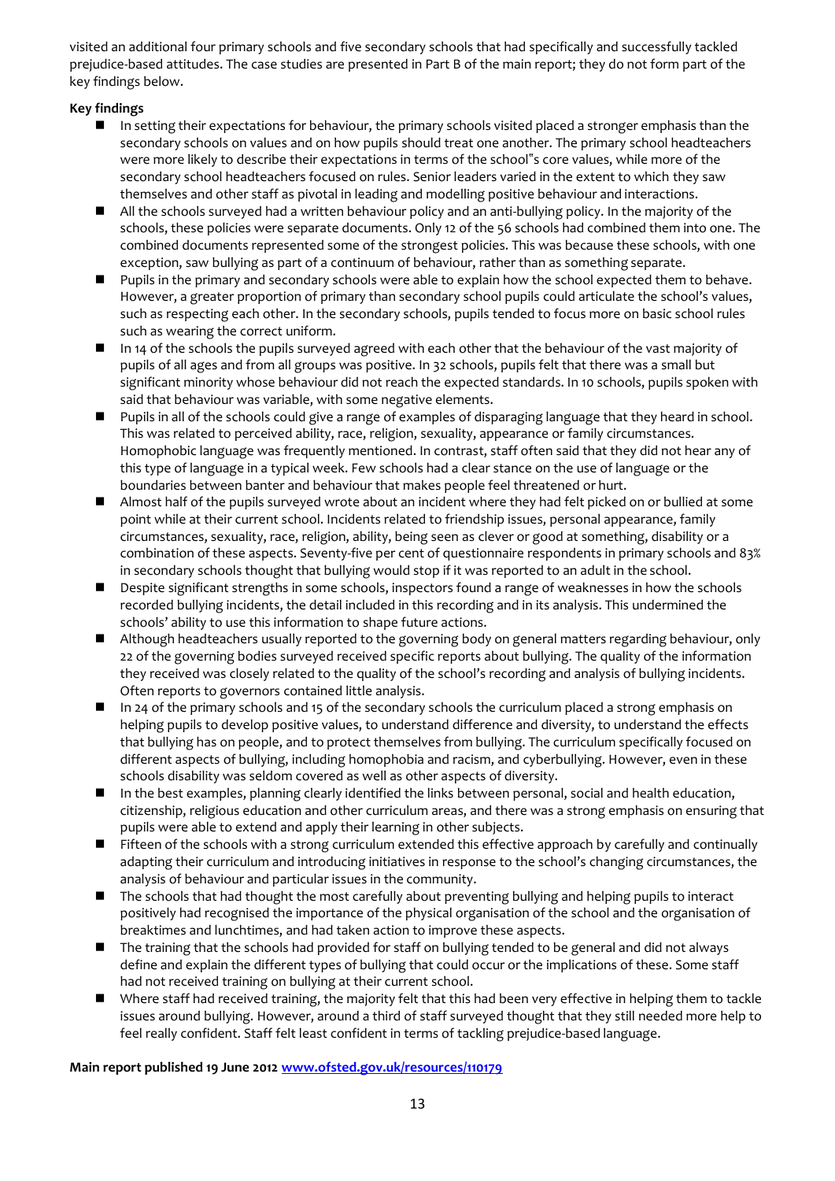visited an additional four primary schools and five secondary schools that had specifically and successfully tackled prejudice-based attitudes. The case studies are presented in Part B of the main report; they do not form part of the key findings below.

**Key findings**

- In setting their expectations for behaviour, the primary schools visited placed a stronger emphasis than the secondary schools on values and on how pupils should treat one another. The primary school headteachers were more likely to describe their expectations in terms of the school"s core values, while more of the secondary school headteachers focused on rules. Senior leaders varied in the extent to which they saw themselves and other staff as pivotal in leading and modelling positive behaviour and interactions.
- All the schools surveyed had a written behaviour policy and an anti-bullying policy. In the majority of the schools, these policies were separate documents. Only 12 of the 56 schools had combined them into one. The combined documents represented some of the strongest policies. This was because these schools, with one exception, saw bullying as part of a continuum of behaviour, rather than as something separate.
- Pupils in the primary and secondary schools were able to explain how the school expected them to behave. However, a greater proportion of primary than secondary school pupils could articulate the school's values, such as respecting each other. In the secondary schools, pupils tended to focus more on basic school rules such as wearing the correct uniform.
- In 14 of the schools the pupils surveyed agreed with each other that the behaviour of the vast majority of pupils of all ages and from all groups was positive. In 32 schools, pupils felt that there was a small but significant minority whose behaviour did not reach the expected standards. In 10 schools, pupils spoken with said that behaviour was variable, with some negative elements.
- Pupils in all of the schools could give a range of examples of disparaging language that they heard in school. This was related to perceived ability, race, religion, sexuality, appearance or family circumstances. Homophobic language was frequently mentioned. In contrast, staff often said that they did not hear any of this type of language in a typical week. Few schools had a clear stance on the use of language or the boundaries between banter and behaviour that makes people feel threatened or hurt.
- Almost half of the pupils surveyed wrote about an incident where they had felt picked on or bullied at some point while at their current school. Incidents related to friendship issues, personal appearance, family circumstances, sexuality, race, religion, ability, being seen as clever or good at something, disability or a combination of these aspects. Seventy-five per cent of questionnaire respondents in primary schools and 83% in secondary schools thought that bullying would stop if it was reported to an adult in the school.
- Despite significant strengths in some schools, inspectors found a range of weaknesses in how the schools recorded bullying incidents, the detail included in this recording and in its analysis. This undermined the schools' ability to use this information to shape future actions.
- Although headteachers usually reported to the governing body on general matters regarding behaviour, only 22 of the governing bodies surveyed received specific reports about bullying. The quality of the information they received was closely related to the quality of the school's recording and analysis of bullying incidents. Often reports to governors contained little analysis.
- In 24 of the primary schools and 15 of the secondary schools the curriculum placed a strong emphasis on helping pupils to develop positive values, to understand difference and diversity, to understand the effects that bullying has on people, and to protect themselves from bullying. The curriculum specifically focused on different aspects of bullying, including homophobia and racism, and cyberbullying. However, even in these schools disability was seldom covered as well as other aspects of diversity.
- In the best examples, planning clearly identified the links between personal, social and health education, citizenship, religious education and other curriculum areas, and there was a strong emphasis on ensuring that pupils were able to extend and apply their learning in other subjects.
- Fifteen of the schools with a strong curriculum extended this effective approach by carefully and continually adapting their curriculum and introducing initiatives in response to the school's changing circumstances, the analysis of behaviour and particular issues in the community.
- The schools that had thought the most carefully about preventing bullying and helping pupils to interact positively had recognised the importance of the physical organisation of the school and the organisation of breaktimes and lunchtimes, and had taken action to improve these aspects.
- The training that the schools had provided for staff on bullying tended to be general and did not always define and explain the different types of bullying that could occur or the implications of these. Some staff had not received training on bullying at their current school.
- Where staff had received training, the majority felt that this had been very effective in helping them to tackle issues around bullying. However, around a third of staff surveyed thought that they still needed more help to feel really confident. Staff felt least confident in terms of tackling prejudice-based language.

**Main report published 19 June 2012 [www.ofsted.gov.uk/resources/110179](www.ofsted.gov.uk/resources/110179)**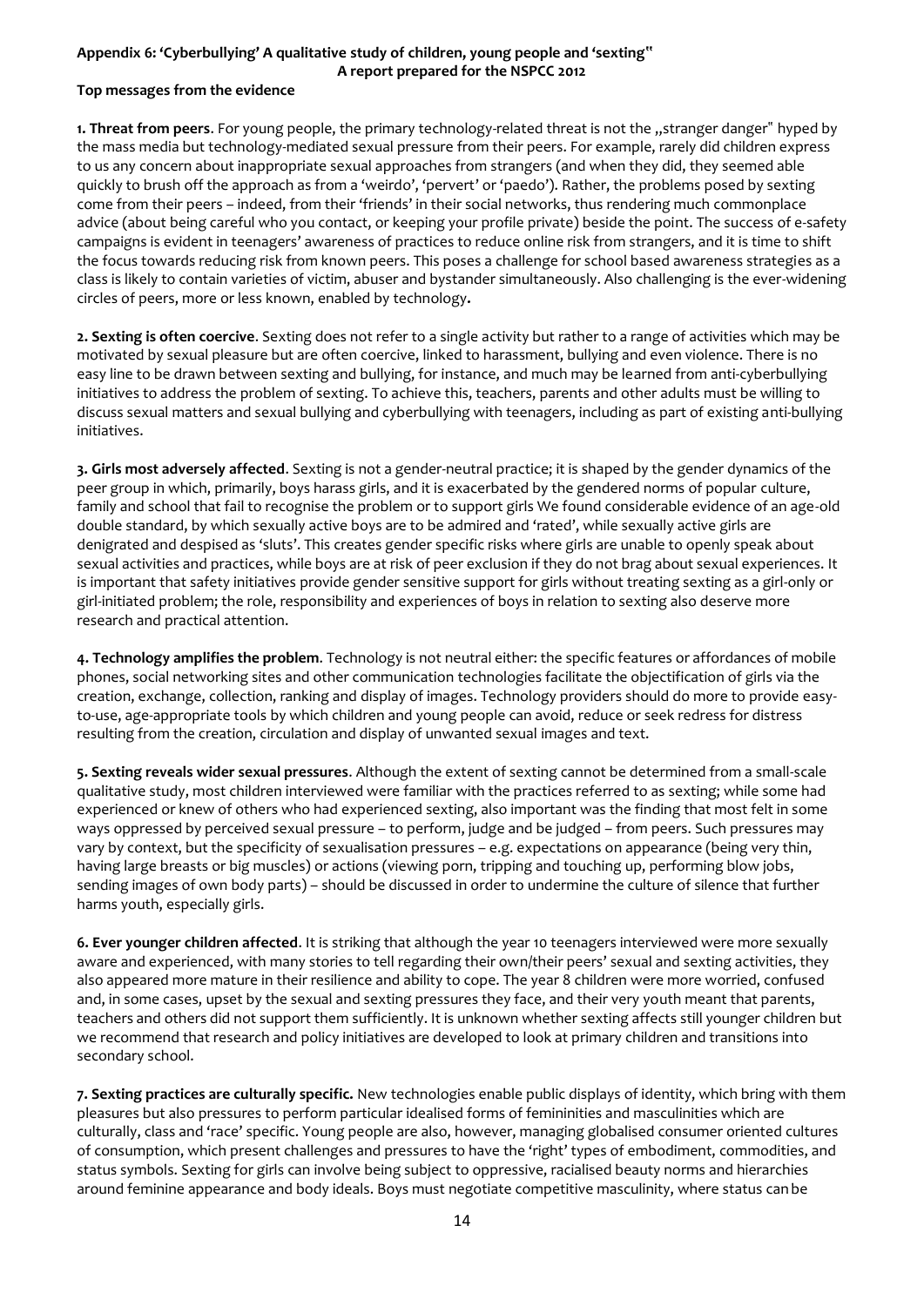**Appendix 6: 'Cyberbullying' A qualitative study of children, young people and 'sexting"**
**A report prepared for the NSPCC 2012**

**Top messages from the evidence**

**1. Threat from peers**. For young people, the primary technology-related threat is not the „stranger danger" hyped by the mass media but technology-mediated sexual pressure from their peers. For example, rarely did children express to us any concern about inappropriate sexual approaches from strangers (and when they did, they seemed able quickly to brush off the approach as from a 'weirdo', 'pervert' or 'paedo'). Rather, the problems posed by sexting come from their peers – indeed, from their 'friends' in their social networks, thus rendering much commonplace advice (about being careful who you contact, or keeping your profile private) beside the point. The success of e-safety campaigns is evident in teenagers' awareness of practices to reduce online risk from strangers, and it is time to shift the focus towards reducing risk from known peers. This poses a challenge for school based awareness strategies as a class is likely to contain varieties of victim, abuser and bystander simultaneously. Also challenging is the ever-widening circles of peers, more or less known, enabled by technology**.**

**2. Sexting is often coercive**. Sexting does not refer to a single activity but rather to a range of activities which may be motivated by sexual pleasure but are often coercive, linked to harassment, bullying and even violence. There is no easy line to be drawn between sexting and bullying, for instance, and much may be learned from anti-cyberbullying initiatives to address the problem of sexting. To achieve this, teachers, parents and other adults must be willing to discuss sexual matters and sexual bullying and cyberbullying with teenagers, including as part of existing anti-bullying initiatives.

**3. Girls most adversely affected**. Sexting is not a gender-neutral practice; it is shaped by the gender dynamics of the peer group in which, primarily, boys harass girls, and it is exacerbated by the gendered norms of popular culture, family and school that fail to recognise the problem or to support girls We found considerable evidence of an age-old double standard, by which sexually active boys are to be admired and 'rated', while sexually active girls are denigrated and despised as 'sluts'. This creates gender specific risks where girls are unable to openly speak about sexual activities and practices, while boys are at risk of peer exclusion if they do not brag about sexual experiences. It is important that safety initiatives provide gender sensitive support for girls without treating sexting as a girl-only or girl-initiated problem; the role, responsibility and experiences of boys in relation to sexting also deserve more research and practical attention.

**4. Technology amplifies the problem**. Technology is not neutral either: the specific features or affordances of mobile phones, social networking sites and other communication technologies facilitate the objectification of girls via the creation, exchange, collection, ranking and display of images. Technology providers should do more to provide easy-to-use, age-appropriate tools by which children and young people can avoid, reduce or seek redress for distress resulting from the creation, circulation and display of unwanted sexual images and text.

**5. Sexting reveals wider sexual pressures**. Although the extent of sexting cannot be determined from a small-scale qualitative study, most children interviewed were familiar with the practices referred to as sexting; while some had experienced or knew of others who had experienced sexting, also important was the finding that most felt in some ways oppressed by perceived sexual pressure – to perform, judge and be judged – from peers. Such pressures may vary by context, but the specificity of sexualisation pressures – e.g. expectations on appearance (being very thin, having large breasts or big muscles) or actions (viewing porn, tripping and touching up, performing blow jobs, sending images of own body parts) – should be discussed in order to undermine the culture of silence that further harms youth, especially girls.

**6. Ever younger children affected**. It is striking that although the year 10 teenagers interviewed were more sexually aware and experienced, with many stories to tell regarding their own/their peers' sexual and sexting activities, they also appeared more mature in their resilience and ability to cope. The year 8 children were more worried, confused and, in some cases, upset by the sexual and sexting pressures they face, and their very youth meant that parents, teachers and others did not support them sufficiently. It is unknown whether sexting affects still younger children but we recommend that research and policy initiatives are developed to look at primary children and transitions into secondary school.

**7. Sexting practices are culturally specific.** New technologies enable public displays of identity, which bring with them pleasures but also pressures to perform particular idealised forms of femininities and masculinities which are culturally, class and 'race' specific. Young people are also, however, managing globalised consumer oriented cultures of consumption, which present challenges and pressures to have the 'right' types of embodiment, commodities, and status symbols. Sexting for girls can involve being subject to oppressive, racialised beauty norms and hierarchies around feminine appearance and body ideals. Boys must negotiate competitive masculinity, where status can be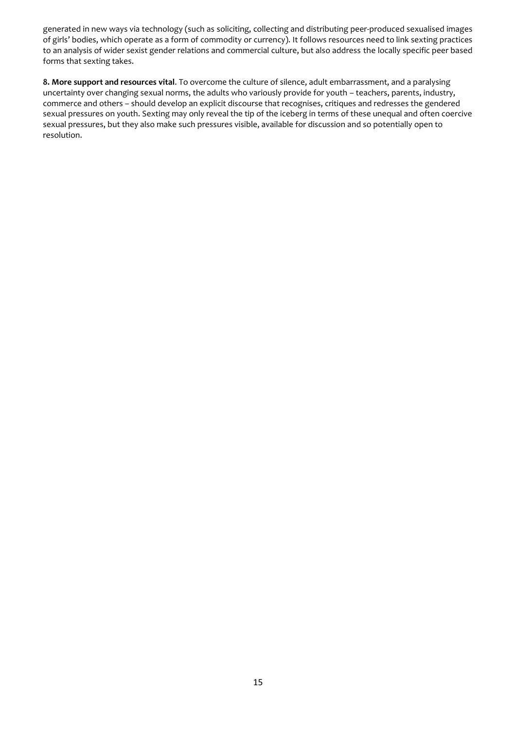generated in new ways via technology (such as soliciting, collecting and distributing peer-produced sexualised images of girls' bodies, which operate as a form of commodity or currency). It follows resources need to link sexting practices to an analysis of wider sexist gender relations and commercial culture, but also address the locally specific peer based forms that sexting takes.

**8. More support and resources vital**. To overcome the culture of silence, adult embarrassment, and a paralysing uncertainty over changing sexual norms, the adults who variously provide for youth – teachers, parents, industry, commerce and others – should develop an explicit discourse that recognises, critiques and redresses the gendered sexual pressures on youth. Sexting may only reveal the tip of the iceberg in terms of these unequal and often coercive sexual pressures, but they also make such pressures visible, available for discussion and so potentially open to resolution.